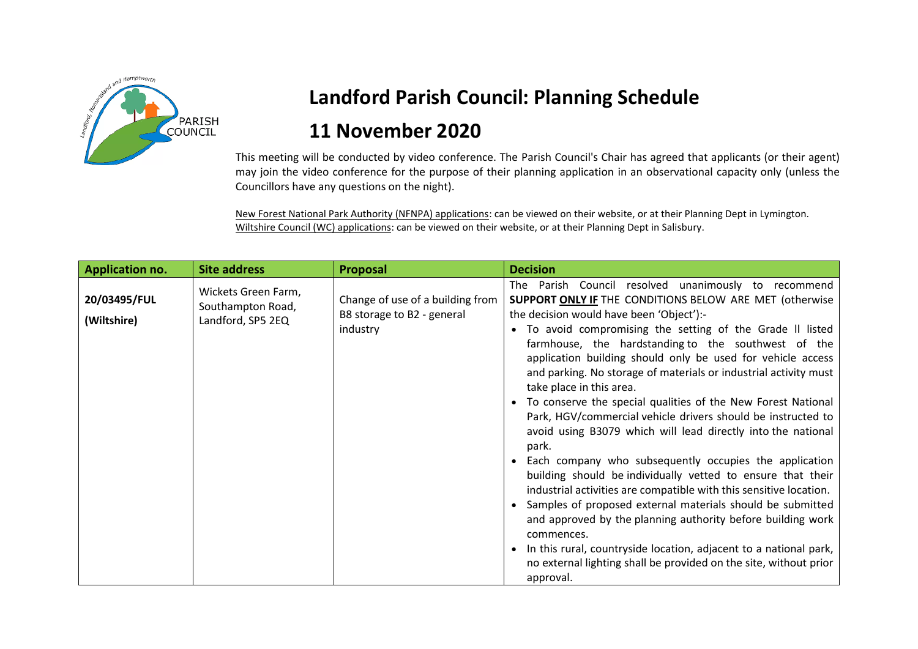# Landford Parish Council: Planning Schedule

# 11 November 2020

This meeting will be conducted by video conference. The Parish Council's Chair has agreed that applicants (or their agent) may join the video conference for the purpose of their planning application in an observational capacity only (unless the Councillors have any questions on the night).

New Forest National Park Authority (NFNPA) applications: can be viewed on their website, or at their Planning Dept in Lymington.
Wiltshire Council (WC) applications: can be viewed on their website, or at their Planning Dept in Salisbury.

| Application no. | Site address | Proposal | Decision |
|---|---|---|---|
| **20/03495/FUL** **(Wiltshire)** | Wickets Green Farm, Southampton Road, Landford, SP5 2EQ | Change of use of a building from B8 storage to B2 - general industry | The Parish Council resolved unanimously to recommend **SUPPORT ONLY IF** THE CONDITIONS BELOW ARE MET (otherwise the decision would have been 'Object'):- <br>• To avoid compromising the setting of the Grade II listed farmhouse, the hardstanding to the southwest of the application building should only be used for vehicle access and parking. No storage of materials or industrial activity must take place in this area. <br>• To conserve the special qualities of the New Forest National Park, HGV/commercial vehicle drivers should be instructed to avoid using B3079 which will lead directly into the national park. <br>• Each company who subsequently occupies the application building should be individually vetted to ensure that their industrial activities are compatible with this sensitive location. <br>• Samples of proposed external materials should be submitted and approved by the planning authority before building work commences. <br>• In this rural, countryside location, adjacent to a national park, no external lighting shall be provided on the site, without prior approval. |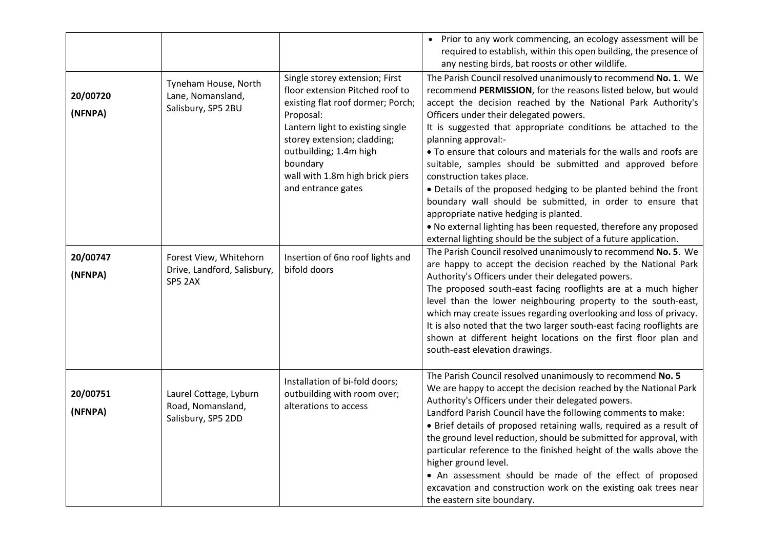| | | | |
|---|---|---|---|
| | | | • Prior to any work commencing, an ecology assessment will be required to establish, within this open building, the presence of any nesting birds, bat roosts or other wildlife. |
| **20/00720 (NFNPA)** | Tyneham House, North Lane, Nomansland, Salisbury, SP5 2BU | Single storey extension; First floor extension Pitched roof to existing flat roof dormer; Porch; Proposal: Lantern light to existing single storey extension; cladding; outbuilding; 1.4m high boundary wall with 1.8m high brick piers and entrance gates | The Parish Council resolved unanimously to recommend **No. 1**. We recommend **PERMISSION**, for the reasons listed below, but would accept the decision reached by the National Park Authority's Officers under their delegated powers.<br>It is suggested that appropriate conditions be attached to the planning approval:-<br>• To ensure that colours and materials for the walls and roofs are suitable, samples should be submitted and approved before construction takes place.<br>• Details of the proposed hedging to be planted behind the front boundary wall should be submitted, in order to ensure that appropriate native hedging is planted.<br>• No external lighting has been requested, therefore any proposed external lighting should be the subject of a future application. |
| **20/00747 (NFNPA)** | Forest View, Whitehorn Drive, Landford, Salisbury, SP5 2AX | Insertion of 6no roof lights and bifold doors | The Parish Council resolved unanimously to recommend **No. 5**. We are happy to accept the decision reached by the National Park Authority's Officers under their delegated powers.<br>The proposed south-east facing rooflights are at a much higher level than the lower neighbouring property to the south-east, which may create issues regarding overlooking and loss of privacy. It is also noted that the two larger south-east facing rooflights are shown at different height locations on the first floor plan and south-east elevation drawings. |
| **20/00751 (NFNPA)** | Laurel Cottage, Lyburn Road, Nomansland, Salisbury, SP5 2DD | Installation of bi-fold doors; outbuilding with room over; alterations to access | The Parish Council resolved unanimously to recommend **No. 5**<br>We are happy to accept the decision reached by the National Park Authority's Officers under their delegated powers.<br>Landford Parish Council have the following comments to make:<br>• Brief details of proposed retaining walls, required as a result of the ground level reduction, should be submitted for approval, with particular reference to the finished height of the walls above the higher ground level.<br>• An assessment should be made of the effect of proposed excavation and construction work on the existing oak trees near the eastern site boundary. |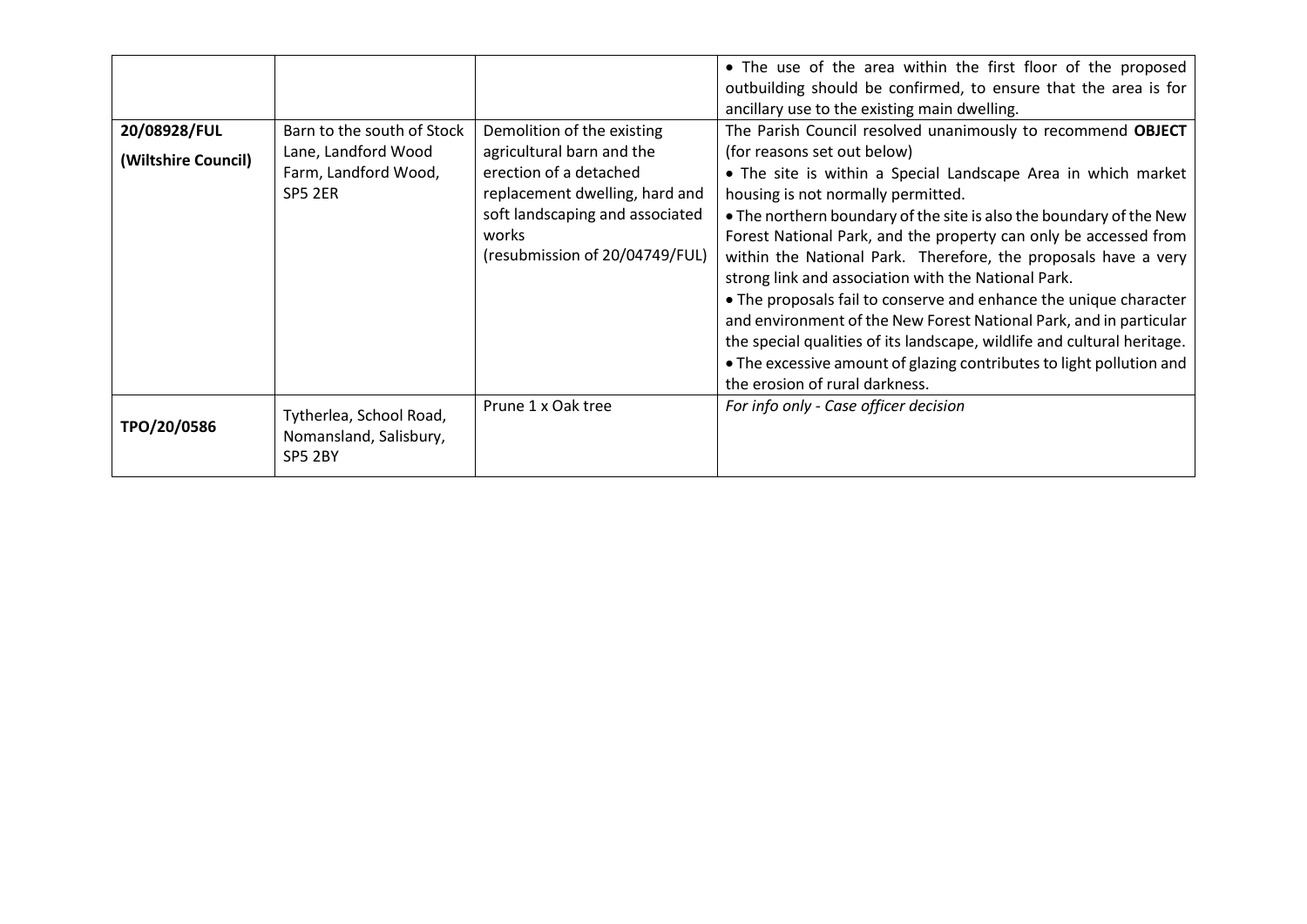| | | | |
|---|---|---|---|
| | | | • The use of the area within the first floor of the proposed outbuilding should be confirmed, to ensure that the area is for ancillary use to the existing main dwelling. |
| **20/08928/FUL**<br><br>**(Wiltshire Council)** | Barn to the south of Stock Lane, Landford Wood Farm, Landford Wood, SP5 2ER | Demolition of the existing agricultural barn and the erection of a detached replacement dwelling, hard and soft landscaping and associated works<br>(resubmission of 20/04749/FUL) | The Parish Council resolved unanimously to recommend **OBJECT** (for reasons set out below)<br>• The site is within a Special Landscape Area in which market housing is not normally permitted.<br>• The northern boundary of the site is also the boundary of the New Forest National Park, and the property can only be accessed from within the National Park. Therefore, the proposals have a very strong link and association with the National Park.<br>• The proposals fail to conserve and enhance the unique character and environment of the New Forest National Park, and in particular the special qualities of its landscape, wildlife and cultural heritage.<br>• The excessive amount of glazing contributes to light pollution and the erosion of rural darkness. |
| **TPO/20/0586** | Tytherlea, School Road, Nomansland, Salisbury, SP5 2BY | Prune 1 x Oak tree | *For info only - Case officer decision* |